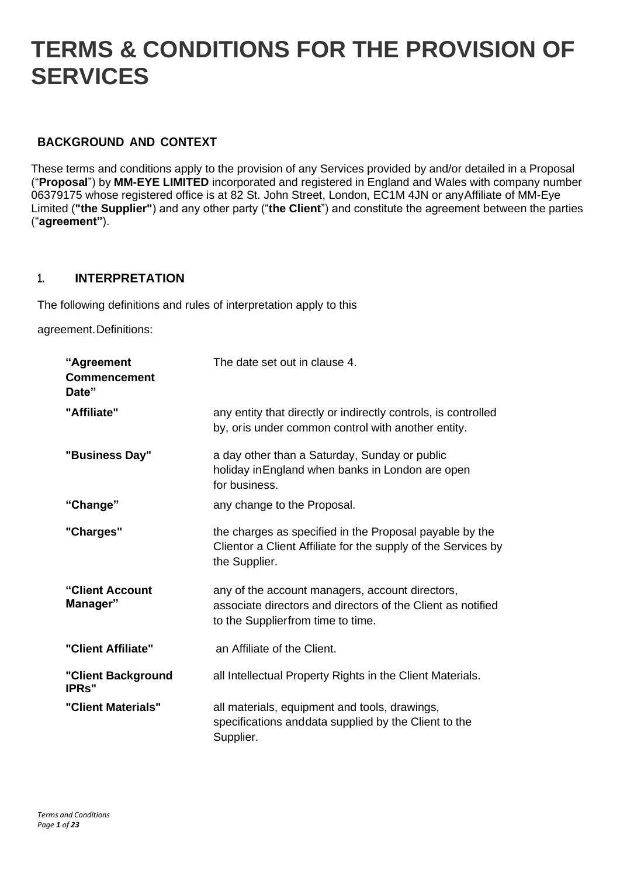# TERMS & CONDITIONS FOR THE PROVISION OF SERVICES

## BACKGROUND AND CONTEXT

These terms and conditions apply to the provision of any Services provided by and/or detailed in a Proposal ("**Proposal**") by **MM-EYE LIMITED** incorporated and registered in England and Wales with company number 06379175 whose registered office is at 82 St. John Street, London, EC1M 4JN or any Affiliate of MM-Eye Limited (**"the Supplier"**) and any other party ("**the Client**") and constitute the agreement between the parties ("**agreement"**).

## 1. INTERPRETATION

The following definitions and rules of interpretation apply to this agreement. Definitions:

| | |
|---|---|
| **"Agreement Commencement Date"** | The date set out in clause 4. |
| **"Affiliate"** | any entity that directly or indirectly controls, is controlled by, or is under common control with another entity. |
| **"Business Day"** | a day other than a Saturday, Sunday or public holiday in England when banks in London are open for business. |
| **"Change"** | any change to the Proposal. |
| **"Charges"** | the charges as specified in the Proposal payable by the Client or a Client Affiliate for the supply of the Services by the Supplier. |
| **"Client Account Manager"** | any of the account managers, account directors, associate directors and directors of the Client as notified to the Supplier from time to time. |
| **"Client Affiliate"** | an Affiliate of the Client. |
| **"Client Background IPRs"** | all Intellectual Property Rights in the Client Materials. |
| **"Client Materials"** | all materials, equipment and tools, drawings, specifications and data supplied by the Client to the Supplier. |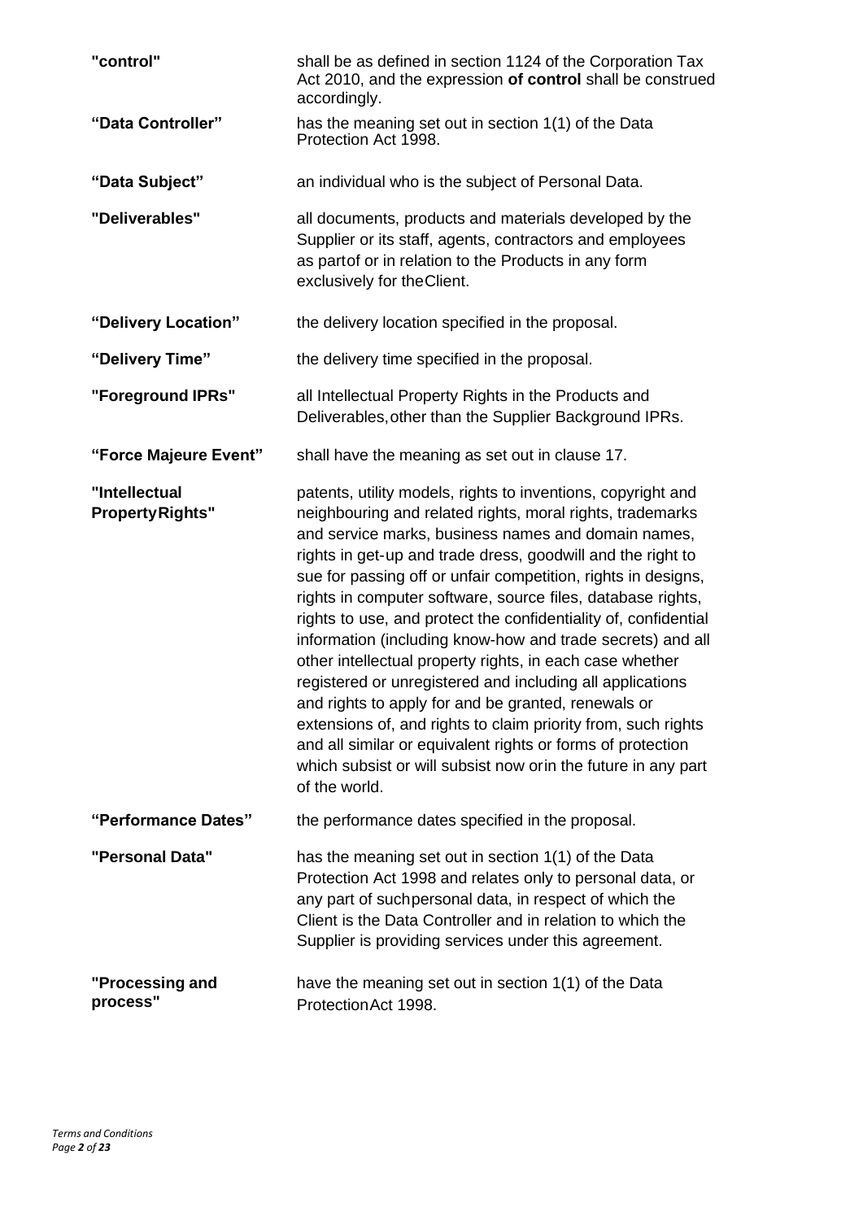| | |
|---|---|
| **"control"** | shall be as defined in section 1124 of the Corporation Tax Act 2010, and the expression **of control** shall be construed accordingly. |
| **"Data Controller"** | has the meaning set out in section 1(1) of the Data Protection Act 1998. |
| **"Data Subject"** | an individual who is the subject of Personal Data. |
| **"Deliverables"** | all documents, products and materials developed by the Supplier or its staff, agents, contractors and employees as partof or in relation to the Products in any form exclusively for theClient. |
| **"Delivery Location"** | the delivery location specified in the proposal. |
| **"Delivery Time"** | the delivery time specified in the proposal. |
| **"Foreground IPRs"** | all Intellectual Property Rights in the Products and Deliverables,other than the Supplier Background IPRs. |
| **"Force Majeure Event"** | shall have the meaning as set out in clause 17. |
| **"Intellectual PropertyRights"** | patents, utility models, rights to inventions, copyright and neighbouring and related rights, moral rights, trademarks and service marks, business names and domain names, rights in get-up and trade dress, goodwill and the right to sue for passing off or unfair competition, rights in designs, rights in computer software, source files, database rights, rights to use, and protect the confidentiality of, confidential information (including know-how and trade secrets) and all other intellectual property rights, in each case whether registered or unregistered and including all applications and rights to apply for and be granted, renewals or extensions of, and rights to claim priority from, such rights and all similar or equivalent rights or forms of protection which subsist or will subsist now orin the future in any part of the world. |
| **"Performance Dates"** | the performance dates specified in the proposal. |
| **"Personal Data"** | has the meaning set out in section 1(1) of the Data Protection Act 1998 and relates only to personal data, or any part of suchpersonal data, in respect of which the Client is the Data Controller and in relation to which the Supplier is providing services under this agreement. |
| **"Processing and process"** | have the meaning set out in section 1(1) of the Data ProtectionAct 1998. |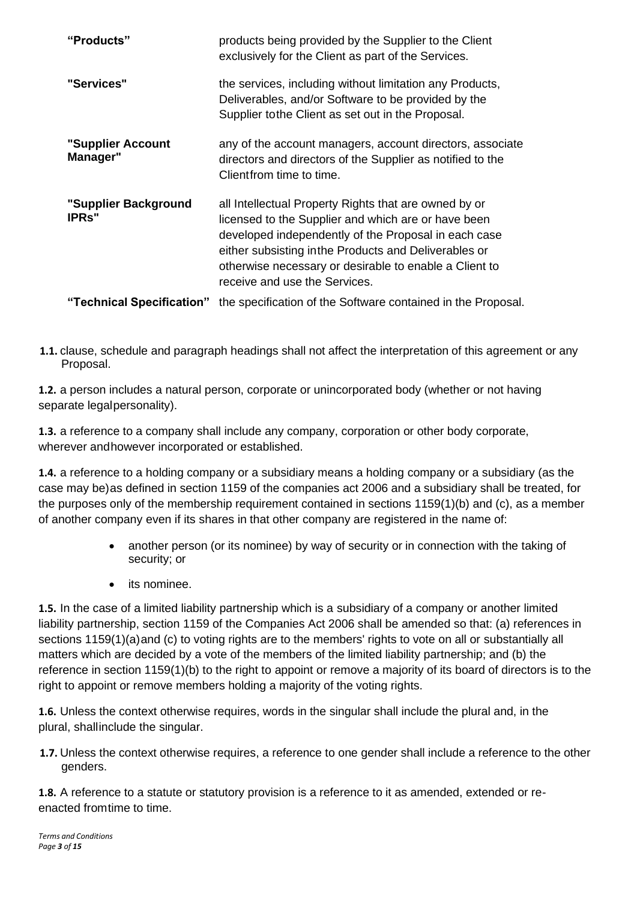| | |
|---|---|
| **"Products"** | products being provided by the Supplier to the Client exclusively for the Client as part of the Services. |
| **"Services"** | the services, including without limitation any Products, Deliverables, and/or Software to be provided by the Supplier tothe Client as set out in the Proposal. |
| **"Supplier Account Manager"** | any of the account managers, account directors, associate directors and directors of the Supplier as notified to the Clientfrom time to time. |
| **"Supplier Background IPRs"** | all Intellectual Property Rights that are owned by or licensed to the Supplier and which are or have been developed independently of the Proposal in each case either subsisting inthe Products and Deliverables or otherwise necessary or desirable to enable a Client to receive and use the Services. |
| **"Technical Specification"** | the specification of the Software contained in the Proposal. |

**1.1.** clause, schedule and paragraph headings shall not affect the interpretation of this agreement or any Proposal.

**1.2.** a person includes a natural person, corporate or unincorporated body (whether or not having separate legalpersonality).

**1.3.** a reference to a company shall include any company, corporation or other body corporate, wherever andhowever incorporated or established.

**1.4.** a reference to a holding company or a subsidiary means a holding company or a subsidiary (as the case may be)as defined in section 1159 of the companies act 2006 and a subsidiary shall be treated, for the purposes only of the membership requirement contained in sections 1159(1)(b) and (c), as a member of another company even if its shares in that other company are registered in the name of:

- another person (or its nominee) by way of security or in connection with the taking of security; or
- its nominee.

**1.5.** In the case of a limited liability partnership which is a subsidiary of a company or another limited liability partnership, section 1159 of the Companies Act 2006 shall be amended so that: (a) references in sections 1159(1)(a)and (c) to voting rights are to the members' rights to vote on all or substantially all matters which are decided by a vote of the members of the limited liability partnership; and (b) the reference in section 1159(1)(b) to the right to appoint or remove a majority of its board of directors is to the right to appoint or remove members holding a majority of the voting rights.

**1.6.** Unless the context otherwise requires, words in the singular shall include the plural and, in the plural, shallinclude the singular.

**1.7.** Unless the context otherwise requires, a reference to one gender shall include a reference to the other genders.

**1.8.** A reference to a statute or statutory provision is a reference to it as amended, extended or re-enacted fromtime to time.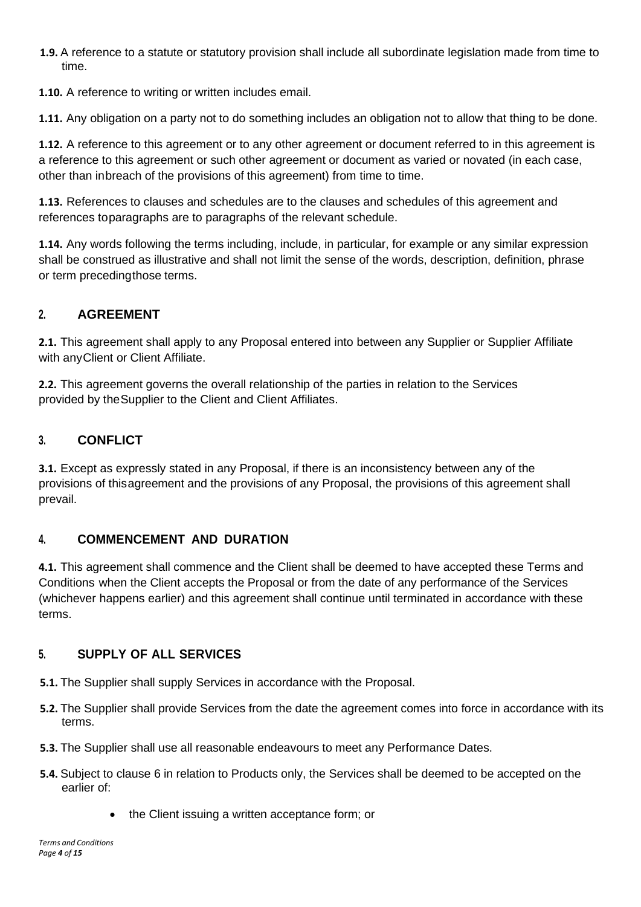**1.9.** A reference to a statute or statutory provision shall include all subordinate legislation made from time to time.

**1.10.** A reference to writing or written includes email.

**1.11.** Any obligation on a party not to do something includes an obligation not to allow that thing to be done.

**1.12.** A reference to this agreement or to any other agreement or document referred to in this agreement is a reference to this agreement or such other agreement or document as varied or novated (in each case, other than inbreach of the provisions of this agreement) from time to time.

**1.13.** References to clauses and schedules are to the clauses and schedules of this agreement and references toparagraphs are to paragraphs of the relevant schedule.

**1.14.** Any words following the terms including, include, in particular, for example or any similar expression shall be construed as illustrative and shall not limit the sense of the words, description, definition, phrase or term precedingthose terms.

## 2. AGREEMENT

**2.1.** This agreement shall apply to any Proposal entered into between any Supplier or Supplier Affiliate with anyClient or Client Affiliate.

**2.2.** This agreement governs the overall relationship of the parties in relation to the Services provided by theSupplier to the Client and Client Affiliates.

## 3. CONFLICT

**3.1.** Except as expressly stated in any Proposal, if there is an inconsistency between any of the provisions of thisagreement and the provisions of any Proposal, the provisions of this agreement shall prevail.

## 4. COMMENCEMENT AND DURATION

**4.1.** This agreement shall commence and the Client shall be deemed to have accepted these Terms and Conditions when the Client accepts the Proposal or from the date of any performance of the Services (whichever happens earlier) and this agreement shall continue until terminated in accordance with these terms.

## 5. SUPPLY OF ALL SERVICES

**5.1.** The Supplier shall supply Services in accordance with the Proposal.

**5.2.** The Supplier shall provide Services from the date the agreement comes into force in accordance with its terms.

**5.3.** The Supplier shall use all reasonable endeavours to meet any Performance Dates.

**5.4.** Subject to clause 6 in relation to Products only, the Services shall be deemed to be accepted on the earlier of:

- the Client issuing a written acceptance form; or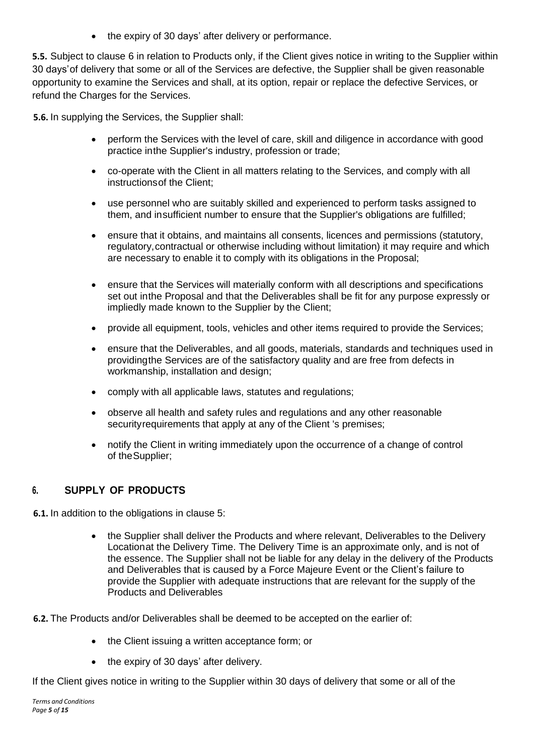- the expiry of 30 days' after delivery or performance.

**5.5.** Subject to clause 6 in relation to Products only, if the Client gives notice in writing to the Supplier within 30 days' of delivery that some or all of the Services are defective, the Supplier shall be given reasonable opportunity to examine the Services and shall, at its option, repair or replace the defective Services, or refund the Charges for the Services.

**5.6.** In supplying the Services, the Supplier shall:

- perform the Services with the level of care, skill and diligence in accordance with good practice inthe Supplier's industry, profession or trade;
- co-operate with the Client in all matters relating to the Services, and comply with all instructionsof the Client;
- use personnel who are suitably skilled and experienced to perform tasks assigned to them, and insufficient number to ensure that the Supplier's obligations are fulfilled;
- ensure that it obtains, and maintains all consents, licences and permissions (statutory, regulatory,contractual or otherwise including without limitation) it may require and which are necessary to enable it to comply with its obligations in the Proposal;
- ensure that the Services will materially conform with all descriptions and specifications set out inthe Proposal and that the Deliverables shall be fit for any purpose expressly or impliedly made known to the Supplier by the Client;
- provide all equipment, tools, vehicles and other items required to provide the Services;
- ensure that the Deliverables, and all goods, materials, standards and techniques used in providingthe Services are of the satisfactory quality and are free from defects in workmanship, installation and design;
- comply with all applicable laws, statutes and regulations;
- observe all health and safety rules and regulations and any other reasonable securityrequirements that apply at any of the Client 's premises;
- notify the Client in writing immediately upon the occurrence of a change of control of theSupplier;

## 6. SUPPLY OF PRODUCTS

**6.1.** In addition to the obligations in clause 5:

- the Supplier shall deliver the Products and where relevant, Deliverables to the Delivery Locationat the Delivery Time. The Delivery Time is an approximate only, and is not of the essence. The Supplier shall not be liable for any delay in the delivery of the Products and Deliverables that is caused by a Force Majeure Event or the Client's failure to provide the Supplier with adequate instructions that are relevant for the supply of the Products and Deliverables

**6.2.** The Products and/or Deliverables shall be deemed to be accepted on the earlier of:

- the Client issuing a written acceptance form; or
- the expiry of 30 days' after delivery.

If the Client gives notice in writing to the Supplier within 30 days of delivery that some or all of the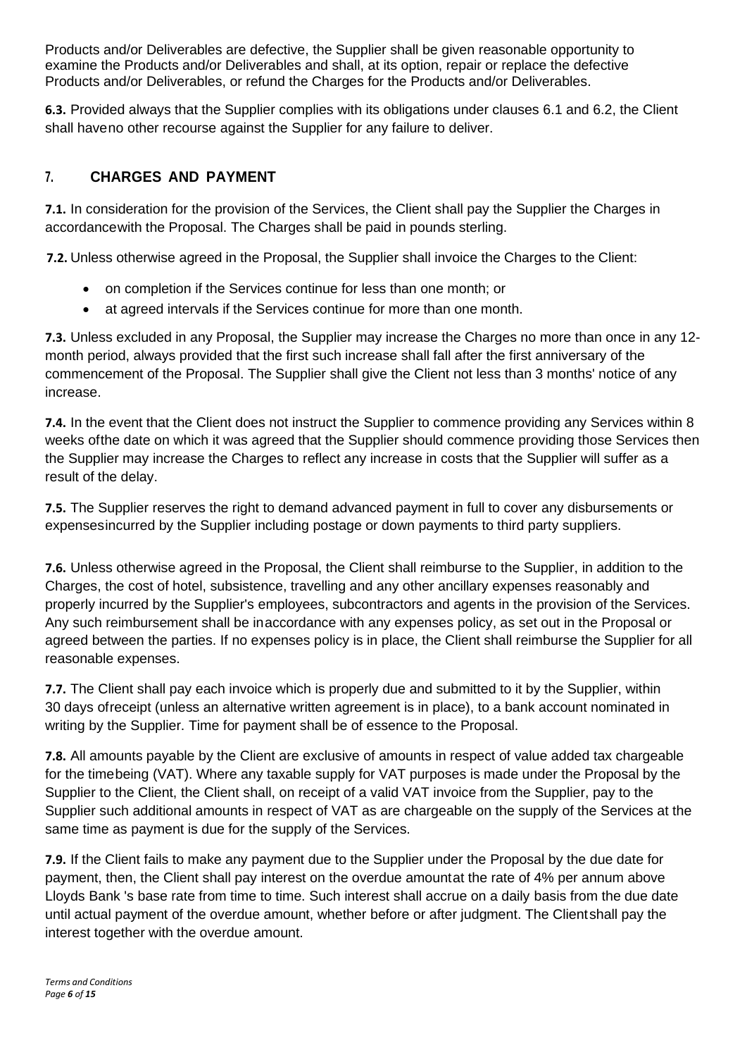Products and/or Deliverables are defective, the Supplier shall be given reasonable opportunity to examine the Products and/or Deliverables and shall, at its option, repair or replace the defective Products and/or Deliverables, or refund the Charges for the Products and/or Deliverables.

**6.3.** Provided always that the Supplier complies with its obligations under clauses 6.1 and 6.2, the Client shall haveno other recourse against the Supplier for any failure to deliver.

## 7. CHARGES AND PAYMENT

**7.1.** In consideration for the provision of the Services, the Client shall pay the Supplier the Charges in accordancewith the Proposal. The Charges shall be paid in pounds sterling.

**7.2.** Unless otherwise agreed in the Proposal, the Supplier shall invoice the Charges to the Client:

- on completion if the Services continue for less than one month; or
- at agreed intervals if the Services continue for more than one month.

**7.3.** Unless excluded in any Proposal, the Supplier may increase the Charges no more than once in any 12-month period, always provided that the first such increase shall fall after the first anniversary of the commencement of the Proposal. The Supplier shall give the Client not less than 3 months' notice of any increase.

**7.4.** In the event that the Client does not instruct the Supplier to commence providing any Services within 8 weeks ofthe date on which it was agreed that the Supplier should commence providing those Services then the Supplier may increase the Charges to reflect any increase in costs that the Supplier will suffer as a result of the delay.

**7.5.** The Supplier reserves the right to demand advanced payment in full to cover any disbursements or expensesincurred by the Supplier including postage or down payments to third party suppliers.

**7.6.** Unless otherwise agreed in the Proposal, the Client shall reimburse to the Supplier, in addition to the Charges, the cost of hotel, subsistence, travelling and any other ancillary expenses reasonably and properly incurred by the Supplier's employees, subcontractors and agents in the provision of the Services. Any such reimbursement shall be inaccordance with any expenses policy, as set out in the Proposal or agreed between the parties. If no expenses policy is in place, the Client shall reimburse the Supplier for all reasonable expenses.

**7.7.** The Client shall pay each invoice which is properly due and submitted to it by the Supplier, within 30 days ofreceipt (unless an alternative written agreement is in place), to a bank account nominated in writing by the Supplier. Time for payment shall be of essence to the Proposal.

**7.8.** All amounts payable by the Client are exclusive of amounts in respect of value added tax chargeable for the timebeing (VAT). Where any taxable supply for VAT purposes is made under the Proposal by the Supplier to the Client, the Client shall, on receipt of a valid VAT invoice from the Supplier, pay to the Supplier such additional amounts in respect of VAT as are chargeable on the supply of the Services at the same time as payment is due for the supply of the Services.

**7.9.** If the Client fails to make any payment due to the Supplier under the Proposal by the due date for payment, then, the Client shall pay interest on the overdue amountat the rate of 4% per annum above Lloyds Bank 's base rate from time to time. Such interest shall accrue on a daily basis from the due date until actual payment of the overdue amount, whether before or after judgment. The Clientshall pay the interest together with the overdue amount.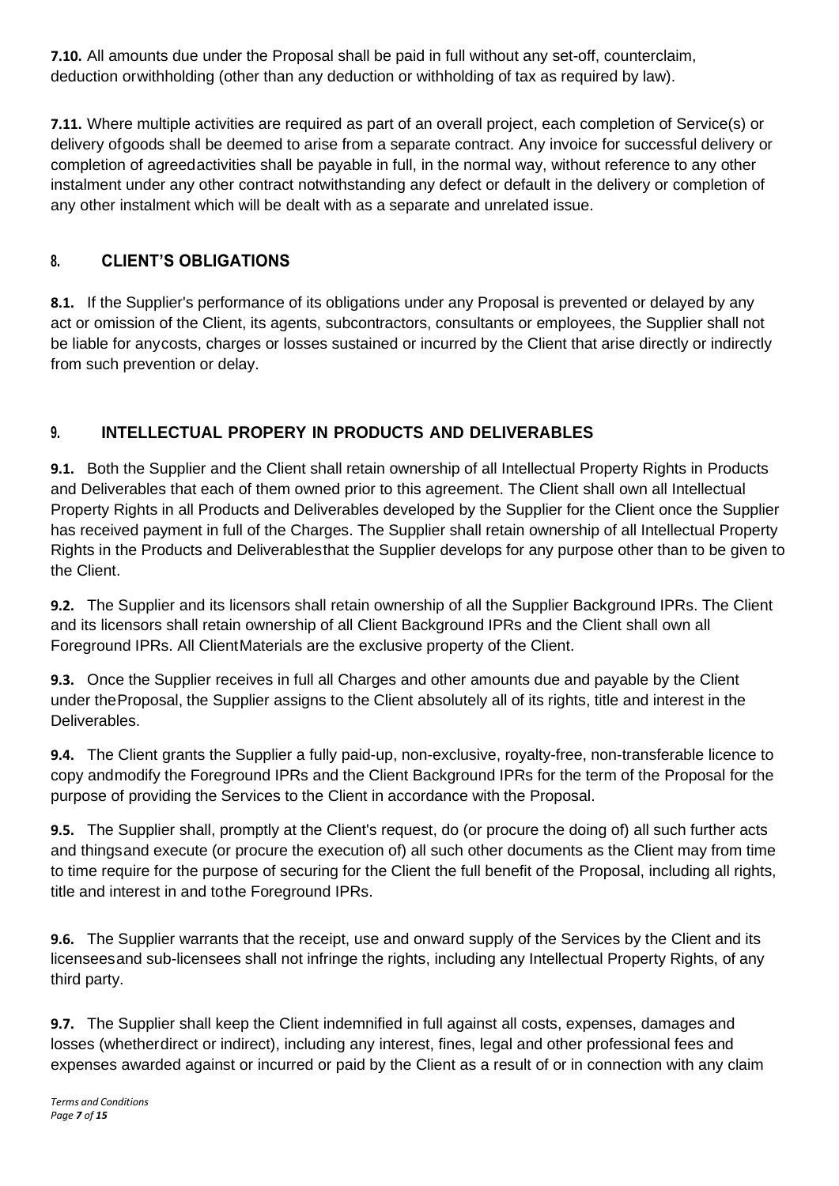**7.10.** All amounts due under the Proposal shall be paid in full without any set-off, counterclaim, deduction orwithholding (other than any deduction or withholding of tax as required by law).

**7.11.** Where multiple activities are required as part of an overall project, each completion of Service(s) or delivery ofgoods shall be deemed to arise from a separate contract. Any invoice for successful delivery or completion of agreedactivities shall be payable in full, in the normal way, without reference to any other instalment under any other contract notwithstanding any defect or default in the delivery or completion of any other instalment which will be dealt with as a separate and unrelated issue.

## 8. CLIENT'S OBLIGATIONS

**8.1.** If the Supplier's performance of its obligations under any Proposal is prevented or delayed by any act or omission of the Client, its agents, subcontractors, consultants or employees, the Supplier shall not be liable for anycosts, charges or losses sustained or incurred by the Client that arise directly or indirectly from such prevention or delay.

## 9. INTELLECTUAL PROPERY IN PRODUCTS AND DELIVERABLES

**9.1.** Both the Supplier and the Client shall retain ownership of all Intellectual Property Rights in Products and Deliverables that each of them owned prior to this agreement. The Client shall own all Intellectual Property Rights in all Products and Deliverables developed by the Supplier for the Client once the Supplier has received payment in full of the Charges. The Supplier shall retain ownership of all Intellectual Property Rights in the Products and Deliverablesthat the Supplier develops for any purpose other than to be given to the Client.

**9.2.** The Supplier and its licensors shall retain ownership of all the Supplier Background IPRs. The Client and its licensors shall retain ownership of all Client Background IPRs and the Client shall own all Foreground IPRs. All ClientMaterials are the exclusive property of the Client.

**9.3.** Once the Supplier receives in full all Charges and other amounts due and payable by the Client under theProposal, the Supplier assigns to the Client absolutely all of its rights, title and interest in the Deliverables.

**9.4.** The Client grants the Supplier a fully paid-up, non-exclusive, royalty-free, non-transferable licence to copy andmodify the Foreground IPRs and the Client Background IPRs for the term of the Proposal for the purpose of providing the Services to the Client in accordance with the Proposal.

**9.5.** The Supplier shall, promptly at the Client's request, do (or procure the doing of) all such further acts and thingsand execute (or procure the execution of) all such other documents as the Client may from time to time require for the purpose of securing for the Client the full benefit of the Proposal, including all rights, title and interest in and tothe Foreground IPRs.

**9.6.** The Supplier warrants that the receipt, use and onward supply of the Services by the Client and its licenseesand sub-licensees shall not infringe the rights, including any Intellectual Property Rights, of any third party.

**9.7.** The Supplier shall keep the Client indemnified in full against all costs, expenses, damages and losses (whetherdirect or indirect), including any interest, fines, legal and other professional fees and expenses awarded against or incurred or paid by the Client as a result of or in connection with any claim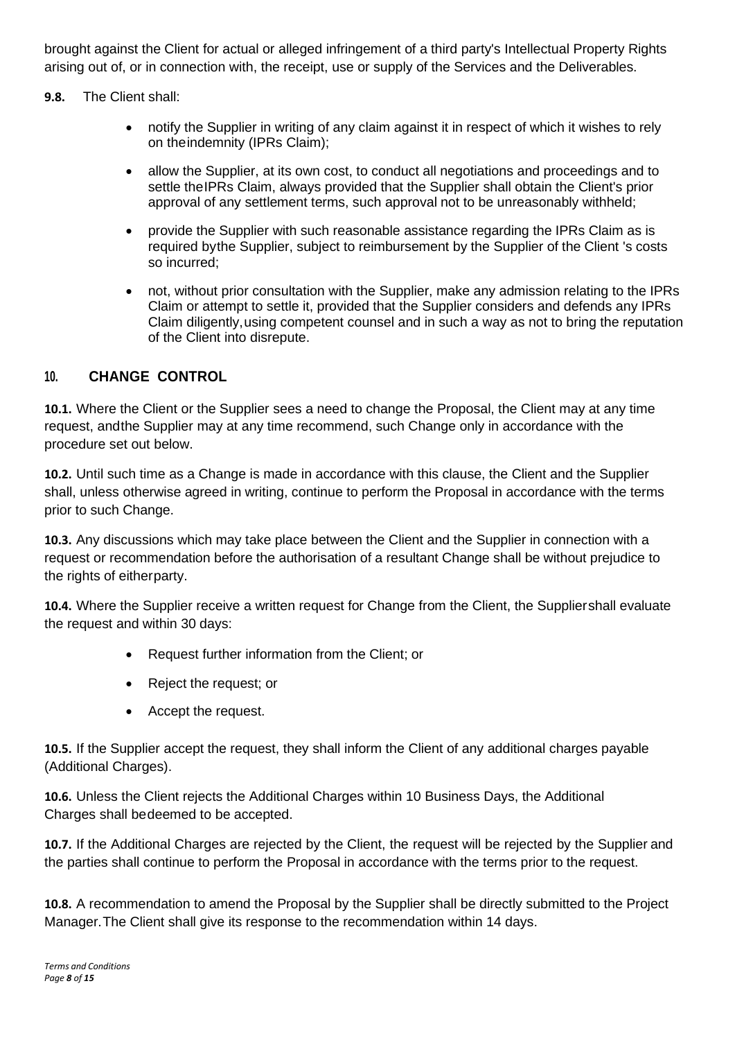brought against the Client for actual or alleged infringement of a third party's Intellectual Property Rights arising out of, or in connection with, the receipt, use or supply of the Services and the Deliverables.

**9.8.** The Client shall:

- notify the Supplier in writing of any claim against it in respect of which it wishes to rely on theindemnity (IPRs Claim);
- allow the Supplier, at its own cost, to conduct all negotiations and proceedings and to settle theIPRs Claim, always provided that the Supplier shall obtain the Client's prior approval of any settlement terms, such approval not to be unreasonably withheld;
- provide the Supplier with such reasonable assistance regarding the IPRs Claim as is required bythe Supplier, subject to reimbursement by the Supplier of the Client 's costs so incurred;
- not, without prior consultation with the Supplier, make any admission relating to the IPRs Claim or attempt to settle it, provided that the Supplier considers and defends any IPRs Claim diligently,using competent counsel and in such a way as not to bring the reputation of the Client into disrepute.

## 10. CHANGE CONTROL

**10.1.** Where the Client or the Supplier sees a need to change the Proposal, the Client may at any time request, andthe Supplier may at any time recommend, such Change only in accordance with the procedure set out below.

**10.2.** Until such time as a Change is made in accordance with this clause, the Client and the Supplier shall, unless otherwise agreed in writing, continue to perform the Proposal in accordance with the terms prior to such Change.

**10.3.** Any discussions which may take place between the Client and the Supplier in connection with a request or recommendation before the authorisation of a resultant Change shall be without prejudice to the rights of eitherparty.

**10.4.** Where the Supplier receive a written request for Change from the Client, the Suppliershall evaluate the request and within 30 days:

- Request further information from the Client; or
- Reject the request; or
- Accept the request.

**10.5.** If the Supplier accept the request, they shall inform the Client of any additional charges payable (Additional Charges).

**10.6.** Unless the Client rejects the Additional Charges within 10 Business Days, the Additional Charges shall bedeemed to be accepted.

**10.7.** If the Additional Charges are rejected by the Client, the request will be rejected by the Supplier and the parties shall continue to perform the Proposal in accordance with the terms prior to the request.

**10.8.** A recommendation to amend the Proposal by the Supplier shall be directly submitted to the Project Manager.The Client shall give its response to the recommendation within 14 days.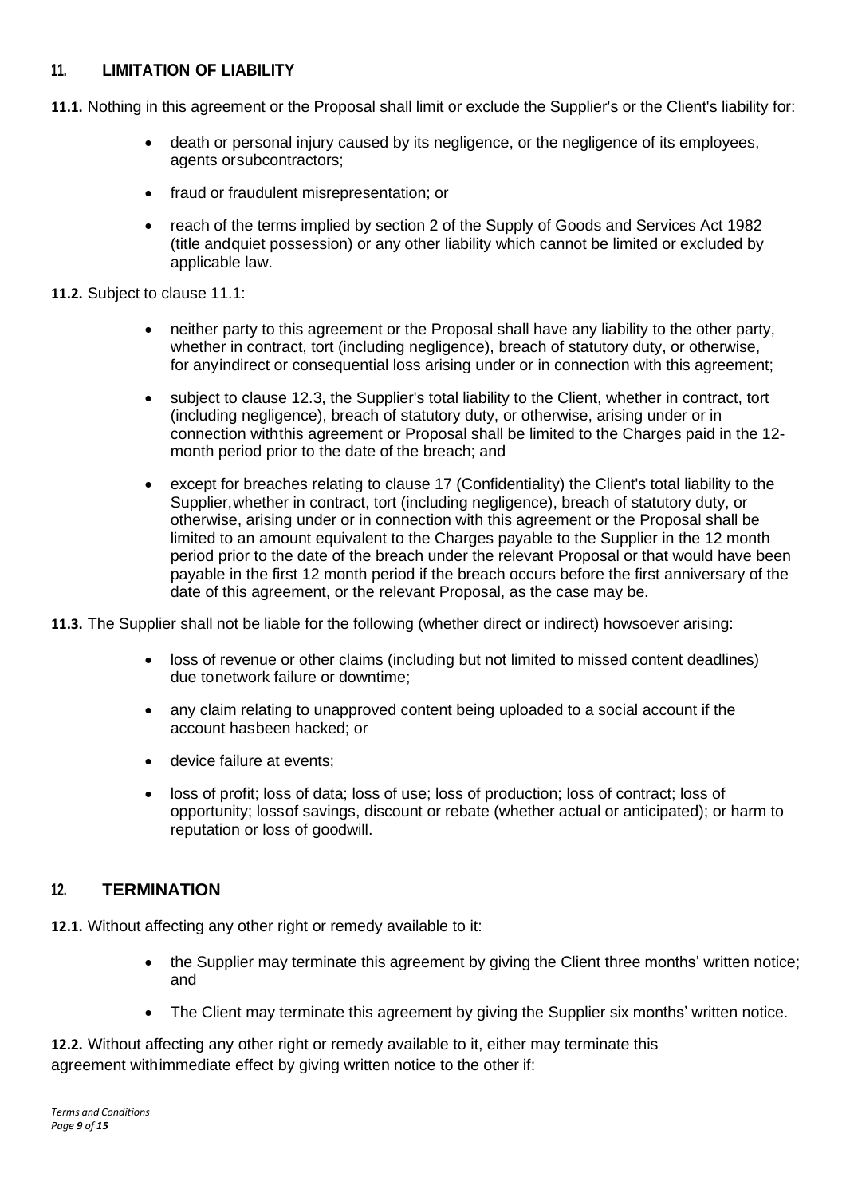## 11. LIMITATION OF LIABILITY

**11.1.** Nothing in this agreement or the Proposal shall limit or exclude the Supplier's or the Client's liability for:

- death or personal injury caused by its negligence, or the negligence of its employees, agents orsubcontractors;
- fraud or fraudulent misrepresentation; or
- reach of the terms implied by section 2 of the Supply of Goods and Services Act 1982 (title andquiet possession) or any other liability which cannot be limited or excluded by applicable law.

**11.2.** Subject to clause 11.1:

- neither party to this agreement or the Proposal shall have any liability to the other party, whether in contract, tort (including negligence), breach of statutory duty, or otherwise, for anyindirect or consequential loss arising under or in connection with this agreement;
- subject to clause 12.3, the Supplier's total liability to the Client, whether in contract, tort (including negligence), breach of statutory duty, or otherwise, arising under or in connection withthis agreement or Proposal shall be limited to the Charges paid in the 12-month period prior to the date of the breach; and
- except for breaches relating to clause 17 (Confidentiality) the Client's total liability to the Supplier,whether in contract, tort (including negligence), breach of statutory duty, or otherwise, arising under or in connection with this agreement or the Proposal shall be limited to an amount equivalent to the Charges payable to the Supplier in the 12 month period prior to the date of the breach under the relevant Proposal or that would have been payable in the first 12 month period if the breach occurs before the first anniversary of the date of this agreement, or the relevant Proposal, as the case may be.

**11.3.** The Supplier shall not be liable for the following (whether direct or indirect) howsoever arising:

- loss of revenue or other claims (including but not limited to missed content deadlines) due tonetwork failure or downtime;
- any claim relating to unapproved content being uploaded to a social account if the account hasbeen hacked; or
- device failure at events;
- loss of profit; loss of data; loss of use; loss of production; loss of contract; loss of opportunity; lossof savings, discount or rebate (whether actual or anticipated); or harm to reputation or loss of goodwill.

## 12. TERMINATION

**12.1.** Without affecting any other right or remedy available to it:

- the Supplier may terminate this agreement by giving the Client three months' written notice; and
- The Client may terminate this agreement by giving the Supplier six months' written notice.

**12.2.** Without affecting any other right or remedy available to it, either may terminate this agreement withimmediate effect by giving written notice to the other if: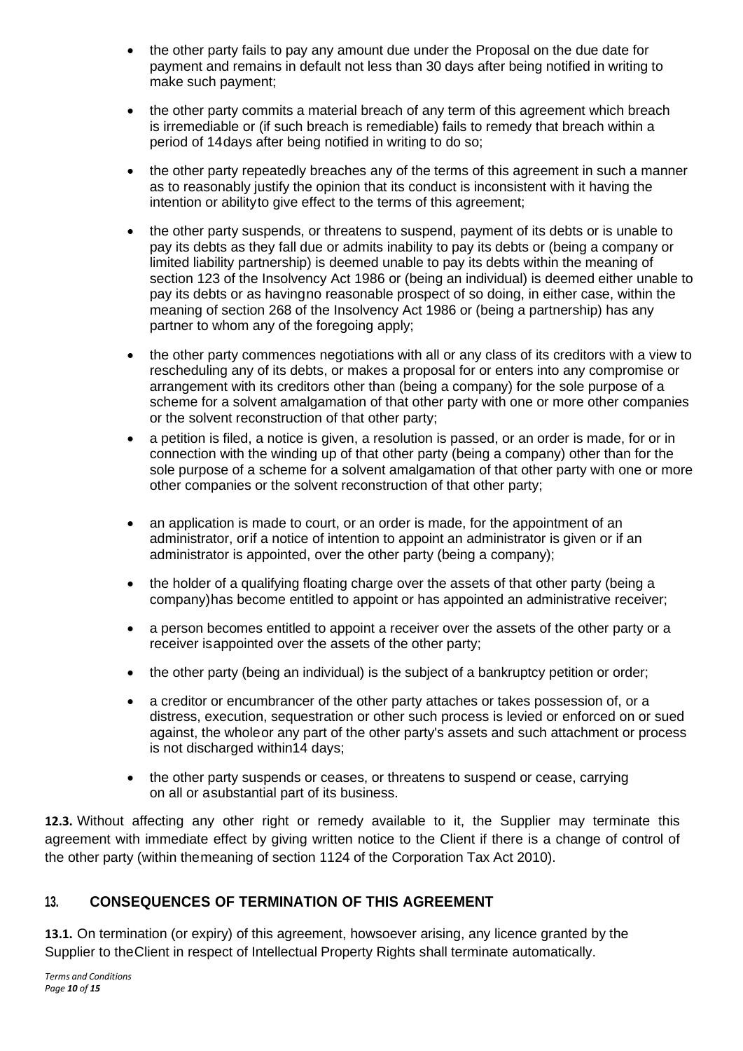- the other party fails to pay any amount due under the Proposal on the due date for payment and remains in default not less than 30 days after being notified in writing to make such payment;
- the other party commits a material breach of any term of this agreement which breach is irremediable or (if such breach is remediable) fails to remedy that breach within a period of 14days after being notified in writing to do so;
- the other party repeatedly breaches any of the terms of this agreement in such a manner as to reasonably justify the opinion that its conduct is inconsistent with it having the intention or abilityto give effect to the terms of this agreement;
- the other party suspends, or threatens to suspend, payment of its debts or is unable to pay its debts as they fall due or admits inability to pay its debts or (being a company or limited liability partnership) is deemed unable to pay its debts within the meaning of section 123 of the Insolvency Act 1986 or (being an individual) is deemed either unable to pay its debts or as havingno reasonable prospect of so doing, in either case, within the meaning of section 268 of the Insolvency Act 1986 or (being a partnership) has any partner to whom any of the foregoing apply;
- the other party commences negotiations with all or any class of its creditors with a view to rescheduling any of its debts, or makes a proposal for or enters into any compromise or arrangement with its creditors other than (being a company) for the sole purpose of a scheme for a solvent amalgamation of that other party with one or more other companies or the solvent reconstruction of that other party;
- a petition is filed, a notice is given, a resolution is passed, or an order is made, for or in connection with the winding up of that other party (being a company) other than for the sole purpose of a scheme for a solvent amalgamation of that other party with one or more other companies or the solvent reconstruction of that other party;
- an application is made to court, or an order is made, for the appointment of an administrator, orif a notice of intention to appoint an administrator is given or if an administrator is appointed, over the other party (being a company);
- the holder of a qualifying floating charge over the assets of that other party (being a company)has become entitled to appoint or has appointed an administrative receiver;
- a person becomes entitled to appoint a receiver over the assets of the other party or a receiver isappointed over the assets of the other party;
- the other party (being an individual) is the subject of a bankruptcy petition or order;
- a creditor or encumbrancer of the other party attaches or takes possession of, or a distress, execution, sequestration or other such process is levied or enforced on or sued against, the wholeor any part of the other party's assets and such attachment or process is not discharged within14 days;
- the other party suspends or ceases, or threatens to suspend or cease, carrying on all or asubstantial part of its business.

**12.3.** Without affecting any other right or remedy available to it, the Supplier may terminate this agreement with immediate effect by giving written notice to the Client if there is a change of control of the other party (within themeaning of section 1124 of the Corporation Tax Act 2010).

## 13. CONSEQUENCES OF TERMINATION OF THIS AGREEMENT

**13.1.** On termination (or expiry) of this agreement, howsoever arising, any licence granted by the Supplier to theClient in respect of Intellectual Property Rights shall terminate automatically.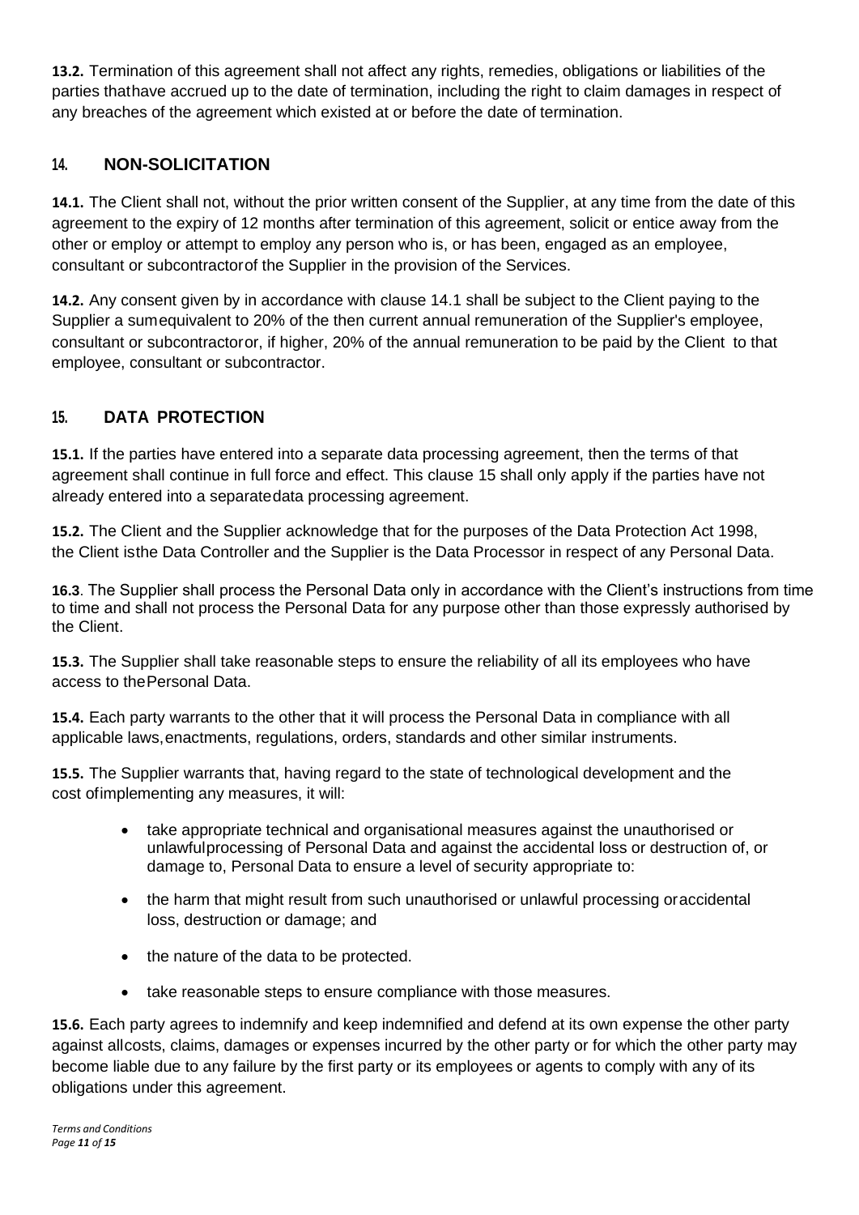**13.2.** Termination of this agreement shall not affect any rights, remedies, obligations or liabilities of the parties thathave accrued up to the date of termination, including the right to claim damages in respect of any breaches of the agreement which existed at or before the date of termination.

## 14. NON-SOLICITATION

**14.1.** The Client shall not, without the prior written consent of the Supplier, at any time from the date of this agreement to the expiry of 12 months after termination of this agreement, solicit or entice away from the other or employ or attempt to employ any person who is, or has been, engaged as an employee, consultant or subcontractorof the Supplier in the provision of the Services.

**14.2.** Any consent given by in accordance with clause 14.1 shall be subject to the Client paying to the Supplier a sumequivalent to 20% of the then current annual remuneration of the Supplier's employee, consultant or subcontractoror, if higher, 20% of the annual remuneration to be paid by the Client to that employee, consultant or subcontractor.

## 15. DATA PROTECTION

**15.1.** If the parties have entered into a separate data processing agreement, then the terms of that agreement shall continue in full force and effect. This clause 15 shall only apply if the parties have not already entered into a separatedata processing agreement.

**15.2.** The Client and the Supplier acknowledge that for the purposes of the Data Protection Act 1998, the Client isthe Data Controller and the Supplier is the Data Processor in respect of any Personal Data.

**16.3**. The Supplier shall process the Personal Data only in accordance with the Client's instructions from time to time and shall not process the Personal Data for any purpose other than those expressly authorised by the Client.

**15.3.** The Supplier shall take reasonable steps to ensure the reliability of all its employees who have access to thePersonal Data.

**15.4.** Each party warrants to the other that it will process the Personal Data in compliance with all applicable laws,enactments, regulations, orders, standards and other similar instruments.

**15.5.** The Supplier warrants that, having regard to the state of technological development and the cost ofimplementing any measures, it will:

- take appropriate technical and organisational measures against the unauthorised or unlawfulprocessing of Personal Data and against the accidental loss or destruction of, or damage to, Personal Data to ensure a level of security appropriate to:
- the harm that might result from such unauthorised or unlawful processing oraccidental loss, destruction or damage; and
- the nature of the data to be protected.
- take reasonable steps to ensure compliance with those measures.

**15.6.** Each party agrees to indemnify and keep indemnified and defend at its own expense the other party against allcosts, claims, damages or expenses incurred by the other party or for which the other party may become liable due to any failure by the first party or its employees or agents to comply with any of its obligations under this agreement.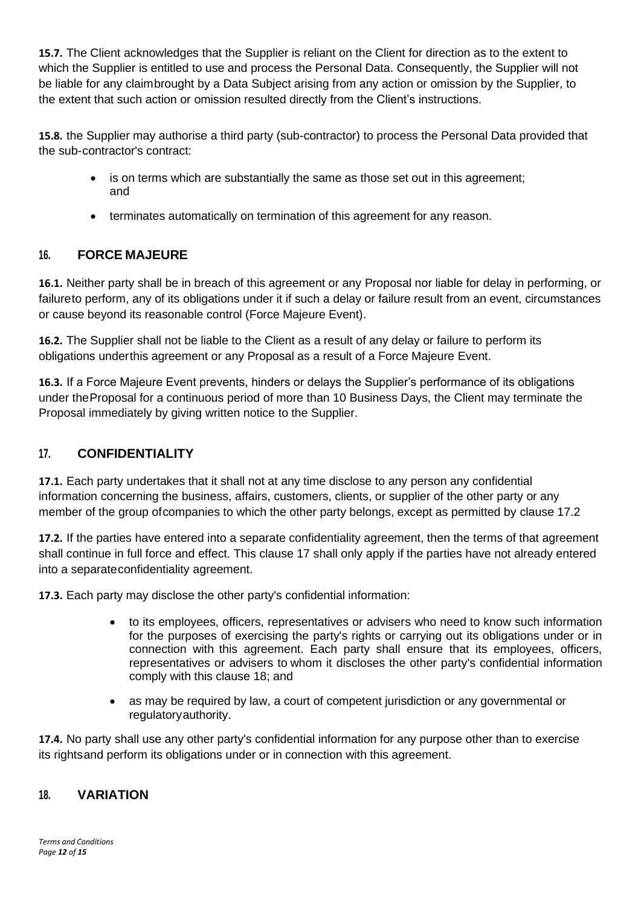**15.7.** The Client acknowledges that the Supplier is reliant on the Client for direction as to the extent to which the Supplier is entitled to use and process the Personal Data. Consequently, the Supplier will not be liable for any claimbrought by a Data Subject arising from any action or omission by the Supplier, to the extent that such action or omission resulted directly from the Client's instructions.

**15.8.** the Supplier may authorise a third party (sub-contractor) to process the Personal Data provided that the sub-contractor's contract:

- is on terms which are substantially the same as those set out in this agreement; and
- terminates automatically on termination of this agreement for any reason.

## 16. FORCE MAJEURE

**16.1.** Neither party shall be in breach of this agreement or any Proposal nor liable for delay in performing, or failureto perform, any of its obligations under it if such a delay or failure result from an event, circumstances or cause beyond its reasonable control (Force Majeure Event).

**16.2.** The Supplier shall not be liable to the Client as a result of any delay or failure to perform its obligations underthis agreement or any Proposal as a result of a Force Majeure Event.

**16.3.** If a Force Majeure Event prevents, hinders or delays the Supplier's performance of its obligations under theProposal for a continuous period of more than 10 Business Days, the Client may terminate the Proposal immediately by giving written notice to the Supplier.

## 17. CONFIDENTIALITY

**17.1.** Each party undertakes that it shall not at any time disclose to any person any confidential information concerning the business, affairs, customers, clients, or supplier of the other party or any member of the group ofcompanies to which the other party belongs, except as permitted by clause 17.2

**17.2.** If the parties have entered into a separate confidentiality agreement, then the terms of that agreement shall continue in full force and effect. This clause 17 shall only apply if the parties have not already entered into a separateconfidentiality agreement.

**17.3.** Each party may disclose the other party's confidential information:

- to its employees, officers, representatives or advisers who need to know such information for the purposes of exercising the party's rights or carrying out its obligations under or in connection with this agreement. Each party shall ensure that its employees, officers, representatives or advisers to whom it discloses the other party's confidential information comply with this clause 18; and
- as may be required by law, a court of competent jurisdiction or any governmental or regulatoryauthority.

**17.4.** No party shall use any other party's confidential information for any purpose other than to exercise its rightsand perform its obligations under or in connection with this agreement.

## 18. VARIATION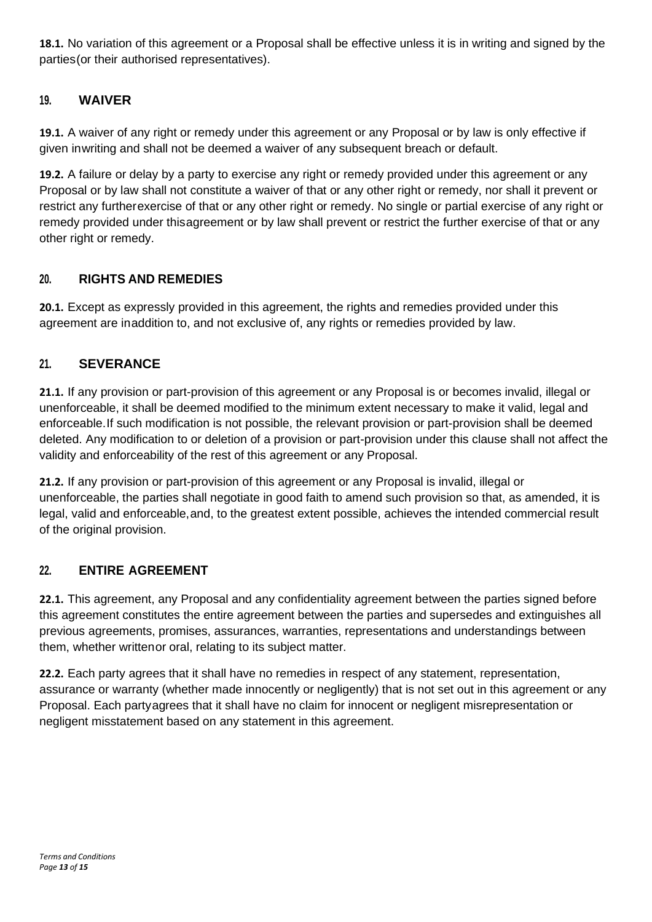**18.1.** No variation of this agreement or a Proposal shall be effective unless it is in writing and signed by the parties(or their authorised representatives).

## 19. WAIVER

**19.1.** A waiver of any right or remedy under this agreement or any Proposal or by law is only effective if given inwriting and shall not be deemed a waiver of any subsequent breach or default.

**19.2.** A failure or delay by a party to exercise any right or remedy provided under this agreement or any Proposal or by law shall not constitute a waiver of that or any other right or remedy, nor shall it prevent or restrict any furtherexercise of that or any other right or remedy. No single or partial exercise of any right or remedy provided under thisagreement or by law shall prevent or restrict the further exercise of that or any other right or remedy.

## 20. RIGHTS AND REMEDIES

**20.1.** Except as expressly provided in this agreement, the rights and remedies provided under this agreement are inaddition to, and not exclusive of, any rights or remedies provided by law.

## 21. SEVERANCE

**21.1.** If any provision or part-provision of this agreement or any Proposal is or becomes invalid, illegal or unenforceable, it shall be deemed modified to the minimum extent necessary to make it valid, legal and enforceable.If such modification is not possible, the relevant provision or part-provision shall be deemed deleted. Any modification to or deletion of a provision or part-provision under this clause shall not affect the validity and enforceability of the rest of this agreement or any Proposal.

**21.2.** If any provision or part-provision of this agreement or any Proposal is invalid, illegal or unenforceable, the parties shall negotiate in good faith to amend such provision so that, as amended, it is legal, valid and enforceable,and, to the greatest extent possible, achieves the intended commercial result of the original provision.

## 22. ENTIRE AGREEMENT

**22.1.** This agreement, any Proposal and any confidentiality agreement between the parties signed before this agreement constitutes the entire agreement between the parties and supersedes and extinguishes all previous agreements, promises, assurances, warranties, representations and understandings between them, whether writtenor oral, relating to its subject matter.

**22.2.** Each party agrees that it shall have no remedies in respect of any statement, representation, assurance or warranty (whether made innocently or negligently) that is not set out in this agreement or any Proposal. Each partyagrees that it shall have no claim for innocent or negligent misrepresentation or negligent misstatement based on any statement in this agreement.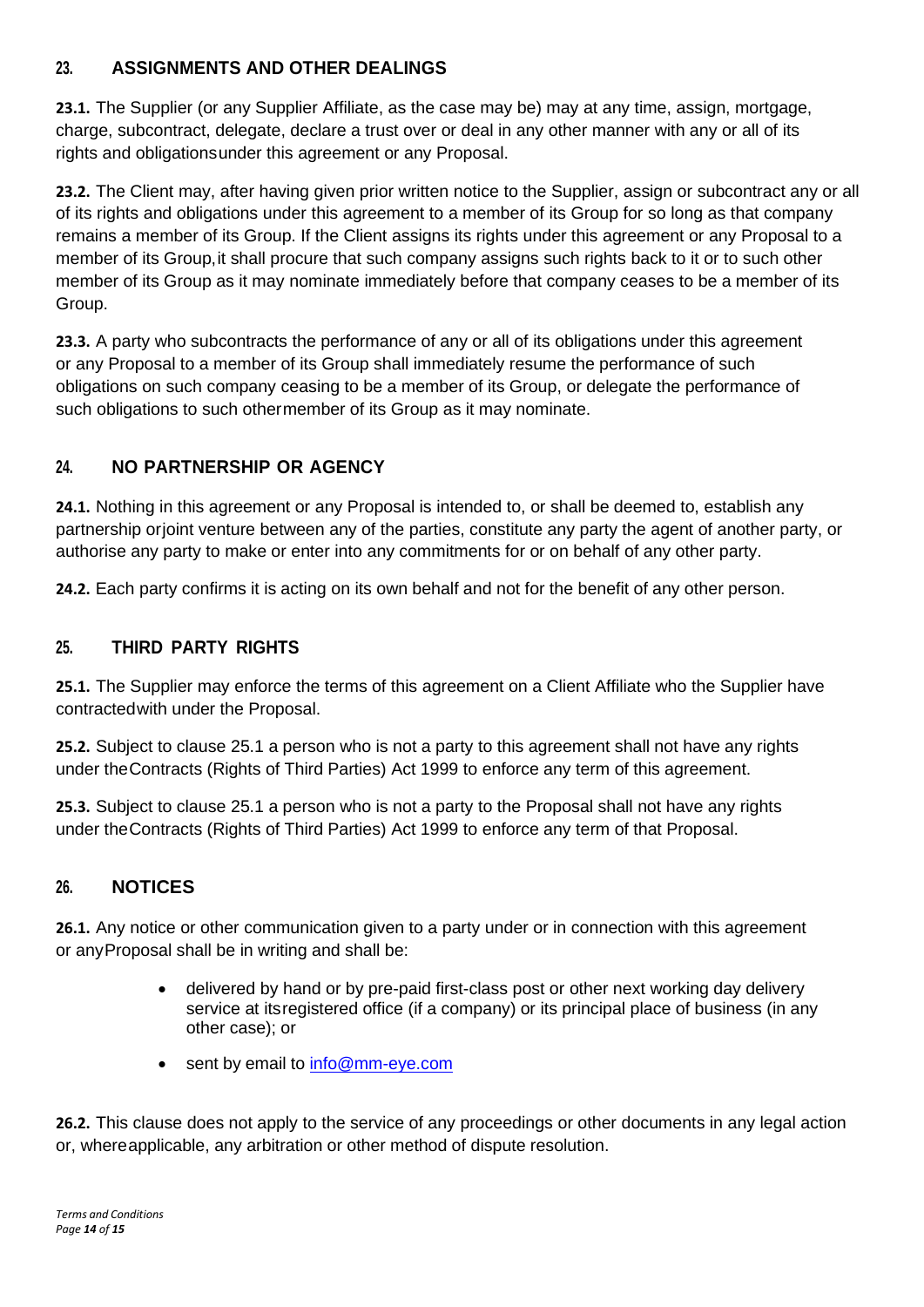## 23. ASSIGNMENTS AND OTHER DEALINGS

**23.1.** The Supplier (or any Supplier Affiliate, as the case may be) may at any time, assign, mortgage, charge, subcontract, delegate, declare a trust over or deal in any other manner with any or all of its rights and obligationsunder this agreement or any Proposal.

**23.2.** The Client may, after having given prior written notice to the Supplier, assign or subcontract any or all of its rights and obligations under this agreement to a member of its Group for so long as that company remains a member of its Group. If the Client assigns its rights under this agreement or any Proposal to a member of its Group, it shall procure that such company assigns such rights back to it or to such other member of its Group as it may nominate immediately before that company ceases to be a member of its Group.

**23.3.** A party who subcontracts the performance of any or all of its obligations under this agreement or any Proposal to a member of its Group shall immediately resume the performance of such obligations on such company ceasing to be a member of its Group, or delegate the performance of such obligations to such othermember of its Group as it may nominate.

## 24. NO PARTNERSHIP OR AGENCY

**24.1.** Nothing in this agreement or any Proposal is intended to, or shall be deemed to, establish any partnership orjoint venture between any of the parties, constitute any party the agent of another party, or authorise any party to make or enter into any commitments for or on behalf of any other party.

**24.2.** Each party confirms it is acting on its own behalf and not for the benefit of any other person.

## 25. THIRD PARTY RIGHTS

**25.1.** The Supplier may enforce the terms of this agreement on a Client Affiliate who the Supplier have contractedwith under the Proposal.

**25.2.** Subject to clause 25.1 a person who is not a party to this agreement shall not have any rights under theContracts (Rights of Third Parties) Act 1999 to enforce any term of this agreement.

**25.3.** Subject to clause 25.1 a person who is not a party to the Proposal shall not have any rights under theContracts (Rights of Third Parties) Act 1999 to enforce any term of that Proposal.

## 26. NOTICES

**26.1.** Any notice or other communication given to a party under or in connection with this agreement or anyProposal shall be in writing and shall be:

- delivered by hand or by pre-paid first-class post or other next working day delivery service at itsregistered office (if a company) or its principal place of business (in any other case); or
- sent by email to info@mm-eye.com

**26.2.** This clause does not apply to the service of any proceedings or other documents in any legal action or, whereapplicable, any arbitration or other method of dispute resolution.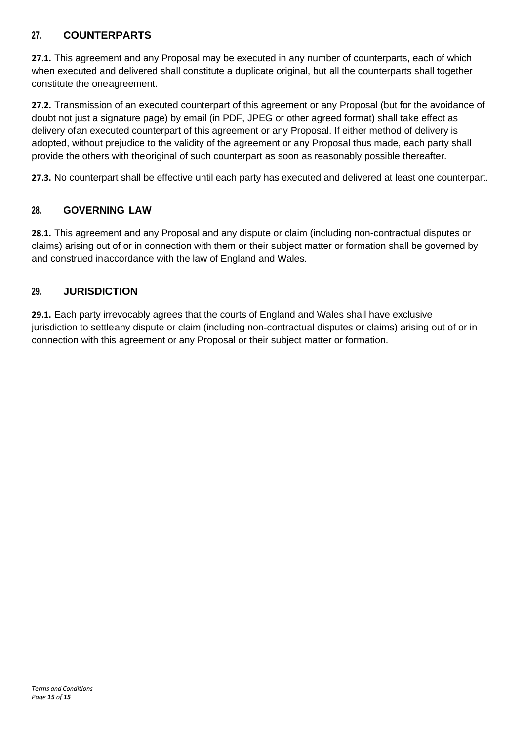## 27. COUNTERPARTS

**27.1.** This agreement and any Proposal may be executed in any number of counterparts, each of which when executed and delivered shall constitute a duplicate original, but all the counterparts shall together constitute the oneagreement.

**27.2.** Transmission of an executed counterpart of this agreement or any Proposal (but for the avoidance of doubt not just a signature page) by email (in PDF, JPEG or other agreed format) shall take effect as delivery ofan executed counterpart of this agreement or any Proposal. If either method of delivery is adopted, without prejudice to the validity of the agreement or any Proposal thus made, each party shall provide the others with theoriginal of such counterpart as soon as reasonably possible thereafter.

**27.3.** No counterpart shall be effective until each party has executed and delivered at least one counterpart.

## 28. GOVERNING LAW

**28.1.** This agreement and any Proposal and any dispute or claim (including non-contractual disputes or claims) arising out of or in connection with them or their subject matter or formation shall be governed by and construed inaccordance with the law of England and Wales.

## 29. JURISDICTION

**29.1.** Each party irrevocably agrees that the courts of England and Wales shall have exclusive jurisdiction to settleany dispute or claim (including non-contractual disputes or claims) arising out of or in connection with this agreement or any Proposal or their subject matter or formation.